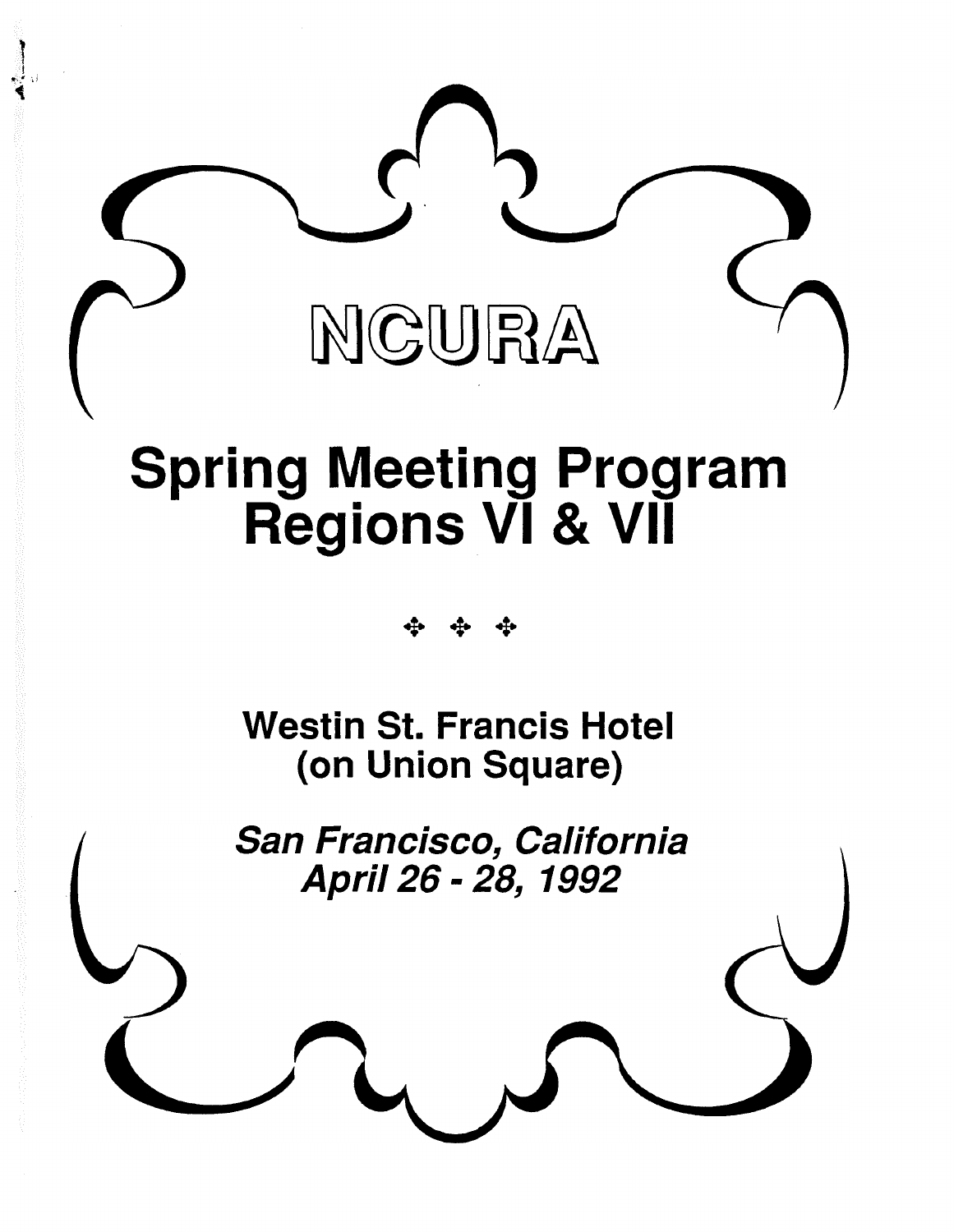# NCURA

# Spring Meeting Program
# Regions VI & VII

✣ ✣ ✣

**Westin St. Francis Hotel**
**(on Union Square)**

***San Francisco, California***
***April 26 - 28, 1992***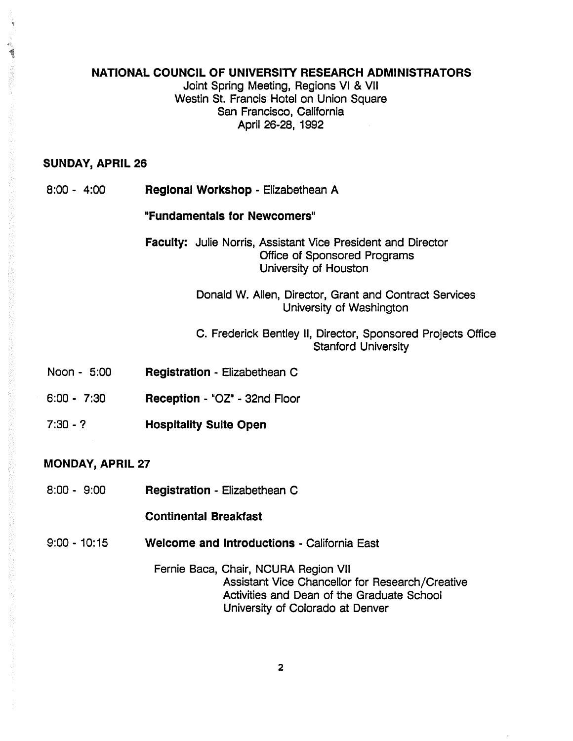**NATIONAL COUNCIL OF UNIVERSITY RESEARCH ADMINISTRATORS**

Joint Spring Meeting, Regions VI & VII
Westin St. Francis Hotel on Union Square
San Francisco, California
April 26-28, 1992

## SUNDAY, APRIL 26

8:00 - 4:00 **Regional Workshop** - Elizabethean A

**"Fundamentals for Newcomers"**

**Faculty:** Julie Norris, Assistant Vice President and Director
Office of Sponsored Programs
University of Houston

Donald W. Allen, Director, Grant and Contract Services
University of Washington

C. Frederick Bentley II, Director, Sponsored Projects Office
Stanford University

Noon - 5:00 **Registration** - Elizabethean C

6:00 - 7:30 **Reception** - "OZ" - 32nd Floor

7:30 - ? **Hospitality Suite Open**

## MONDAY, APRIL 27

8:00 - 9:00 **Registration** - Elizabethean C

**Continental Breakfast**

9:00 - 10:15 **Welcome and Introductions** - California East

Fernie Baca, Chair, NCURA Region VII
Assistant Vice Chancellor for Research/Creative Activities and Dean of the Graduate School
University of Colorado at Denver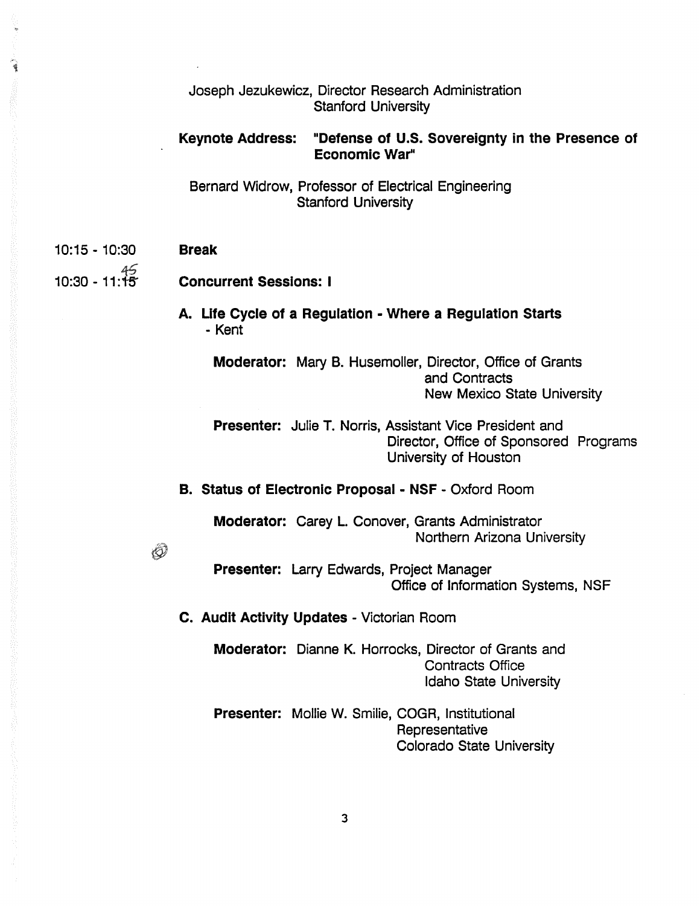Joseph Jezukewicz, Director Research Administration
Stanford University

**Keynote Address: "Defense of U.S. Sovereignty in the Presence of Economic War"**

Bernard Widrow, Professor of Electrical Engineering
Stanford University

10:15 - 10:30 **Break**

10:30 - 11:~~15~~ 45 **Concurrent Sessions: I**

**A. Life Cycle of a Regulation - Where a Regulation Starts** - Kent

**Moderator:** Mary B. Husemoller, Director, Office of Grants and Contracts
New Mexico State University

**Presenter:** Julie T. Norris, Assistant Vice President and Director, Office of Sponsored Programs
University of Houston

**B. Status of Electronic Proposal - NSF** - Oxford Room

**Moderator:** Carey L. Conover, Grants Administrator
Northern Arizona University

**Presenter:** Larry Edwards, Project Manager
Office of Information Systems, NSF

**C. Audit Activity Updates** - Victorian Room

**Moderator:** Dianne K. Horrocks, Director of Grants and Contracts Office
Idaho State University

**Presenter:** Mollie W. Smilie, COGR, Institutional Representative
Colorado State University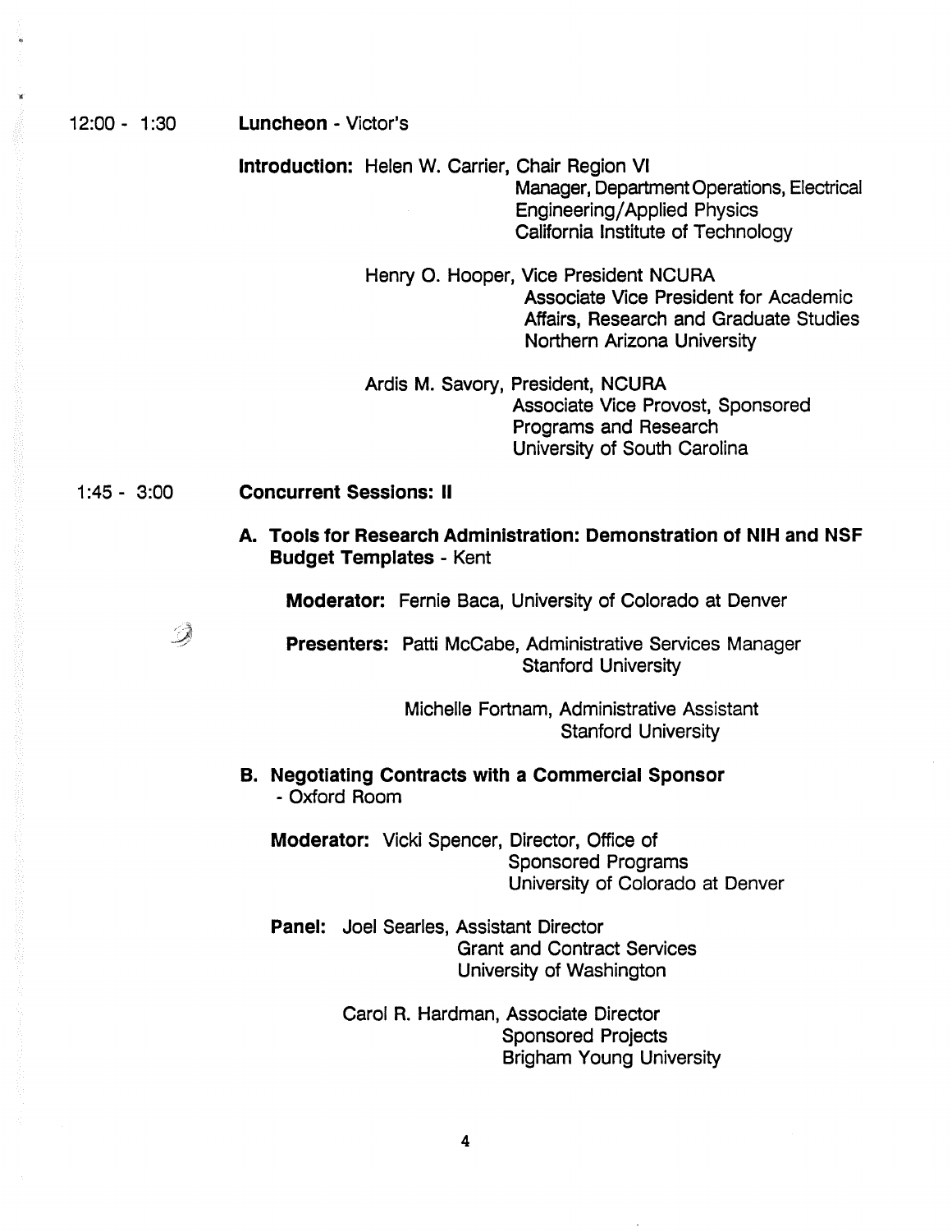12:00 - 1:30 **Luncheon** - Victor's

**Introduction:** Helen W. Carrier, Chair Region VI
Manager, Department Operations, Electrical Engineering/Applied Physics
California Institute of Technology

Henry O. Hooper, Vice President NCURA
Associate Vice President for Academic Affairs, Research and Graduate Studies
Northern Arizona University

Ardis M. Savory, President, NCURA
Associate Vice Provost, Sponsored Programs and Research
University of South Carolina

1:45 - 3:00 **Concurrent Sessions: II**

**A. Tools for Research Administration: Demonstration of NIH and NSF Budget Templates** - Kent

**Moderator:** Fernie Baca, University of Colorado at Denver

**Presenters:** Patti McCabe, Administrative Services Manager
Stanford University

Michelle Fortnam, Administrative Assistant
Stanford University

**B. Negotiating Contracts with a Commercial Sponsor** - Oxford Room

**Moderator:** Vicki Spencer, Director, Office of Sponsored Programs
University of Colorado at Denver

**Panel:** Joel Searles, Assistant Director
Grant and Contract Services
University of Washington

Carol R. Hardman, Associate Director
Sponsored Projects
Brigham Young University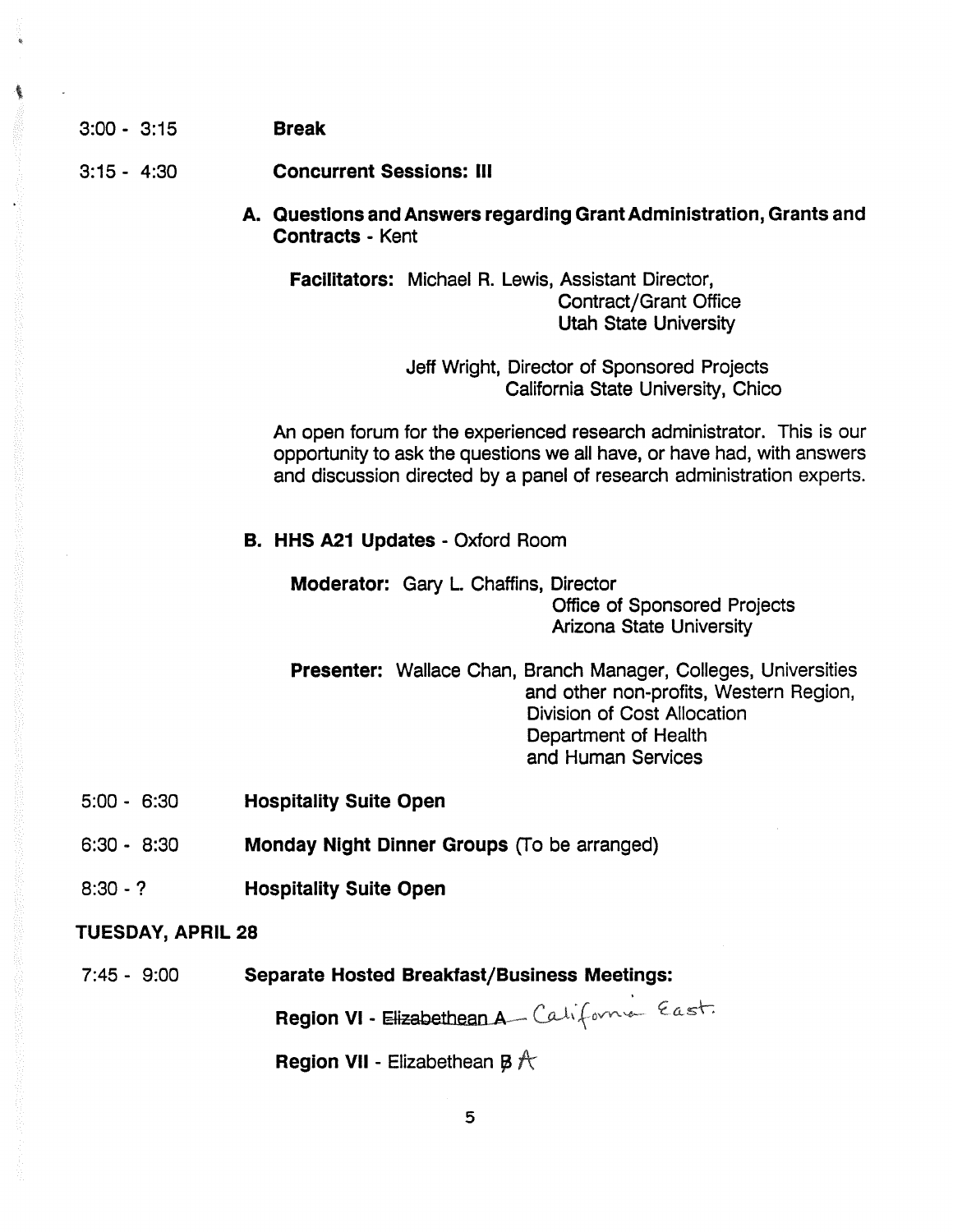3:00 - 3:15 **Break**

3:15 - 4:30 **Concurrent Sessions: III**

**A. Questions and Answers regarding Grant Administration, Grants and Contracts** - Kent

**Facilitators:** Michael R. Lewis, Assistant Director,
Contract/Grant Office
Utah State University

Jeff Wright, Director of Sponsored Projects
California State University, Chico

An open forum for the experienced research administrator. This is our opportunity to ask the questions we all have, or have had, with answers and discussion directed by a panel of research administration experts.

**B. HHS A21 Updates** - Oxford Room

**Moderator:** Gary L. Chaffins, Director
Office of Sponsored Projects
Arizona State University

**Presenter:** Wallace Chan, Branch Manager, Colleges, Universities and other non-profits, Western Region,
Division of Cost Allocation
Department of Health
and Human Services

5:00 - 6:30 **Hospitality Suite Open**

6:30 - 8:30 **Monday Night Dinner Groups** (To be arranged)

8:30 - ? **Hospitality Suite Open**

## TUESDAY, APRIL 28

7:45 - 9:00 **Separate Hosted Breakfast/Business Meetings:**

**Region VI** - ~~Elizabethean A~~ California East.

**Region VII** - Elizabethean ~~B~~ A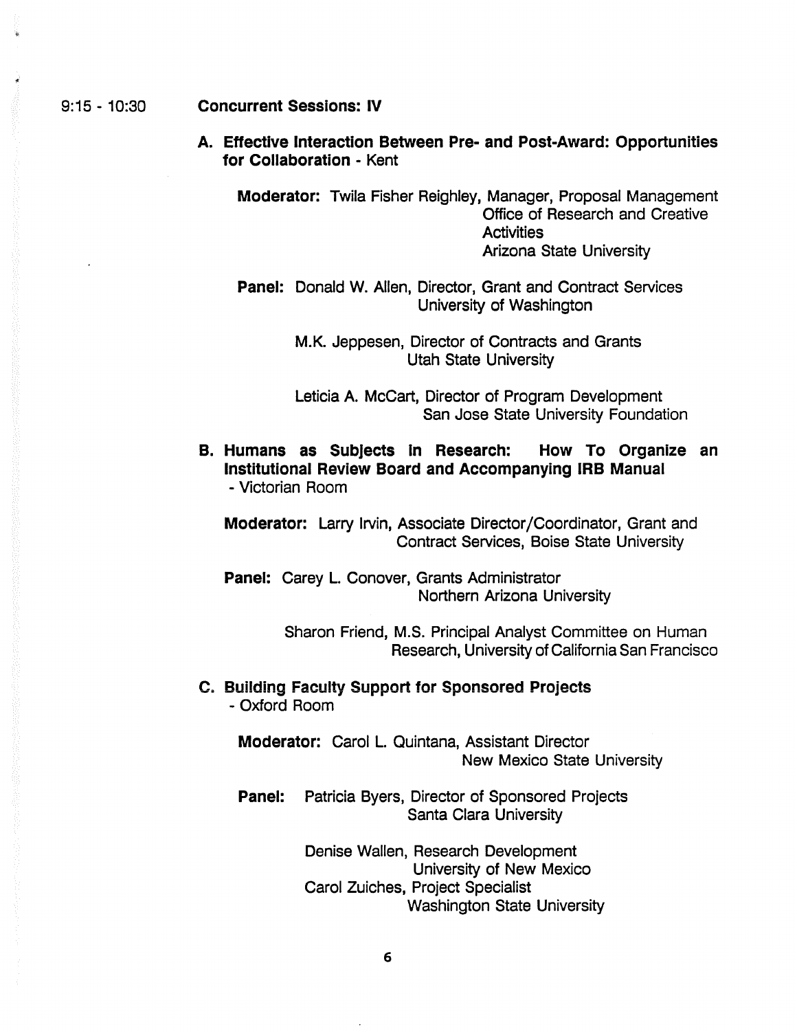9:15 - 10:30 **Concurrent Sessions: IV**

**A. Effective Interaction Between Pre- and Post-Award: Opportunities for Collaboration** - Kent

**Moderator:** Twila Fisher Reighley, Manager, Proposal Management
Office of Research and Creative Activities
Arizona State University

**Panel:** Donald W. Allen, Director, Grant and Contract Services
University of Washington

M.K. Jeppesen, Director of Contracts and Grants
Utah State University

Leticia A. McCart, Director of Program Development
San Jose State University Foundation

**B. Humans as Subjects in Research: How To Organize an Institutional Review Board and Accompanying IRB Manual** - Victorian Room

**Moderator:** Larry Irvin, Associate Director/Coordinator, Grant and Contract Services, Boise State University

**Panel:** Carey L. Conover, Grants Administrator
Northern Arizona University

Sharon Friend, M.S. Principal Analyst Committee on Human Research, University of California San Francisco

**C. Building Faculty Support for Sponsored Projects** - Oxford Room

**Moderator:** Carol L. Quintana, Assistant Director
New Mexico State University

**Panel:** Patricia Byers, Director of Sponsored Projects
Santa Clara University

Denise Wallen, Research Development
University of New Mexico

Carol Zuiches, Project Specialist
Washington State University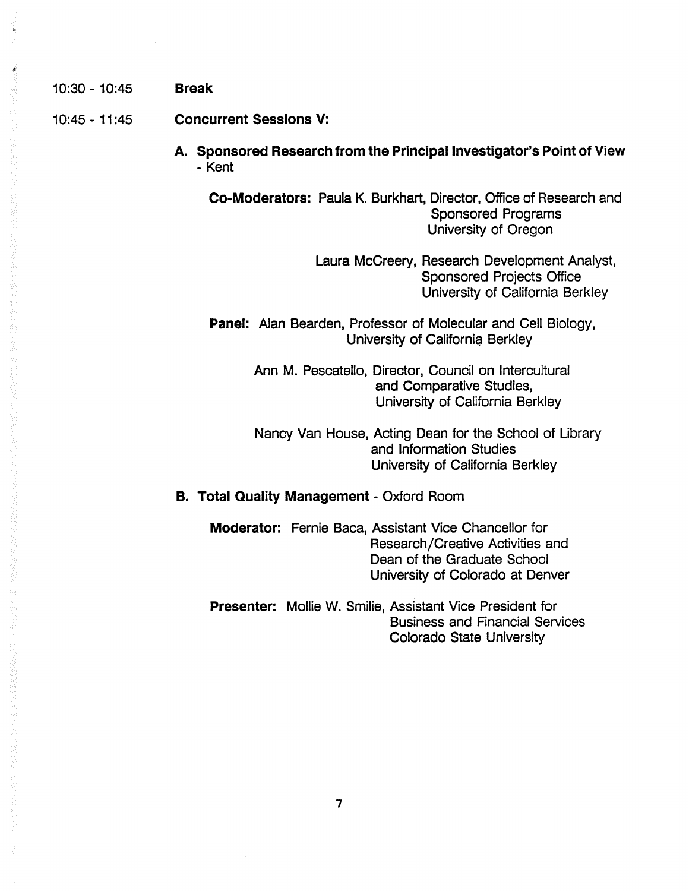10:30 - 10:45 **Break**

10:45 - 11:45 **Concurrent Sessions V:**

**A. Sponsored Research from the Principal Investigator's Point of View** - Kent

**Co-Moderators:** Paula K. Burkhart, Director, Office of Research and Sponsored Programs
University of Oregon

Laura McCreery, Research Development Analyst, Sponsored Projects Office
University of California Berkley

**Panel:** Alan Bearden, Professor of Molecular and Cell Biology, University of California Berkley

Ann M. Pescatello, Director, Council on Intercultural and Comparative Studies, University of California Berkley

Nancy Van House, Acting Dean for the School of Library and Information Studies
University of California Berkley

**B. Total Quality Management** - Oxford Room

**Moderator:** Fernie Baca, Assistant Vice Chancellor for Research/Creative Activities and Dean of the Graduate School
University of Colorado at Denver

**Presenter:** Mollie W. Smilie, Assistant Vice President for Business and Financial Services
Colorado State University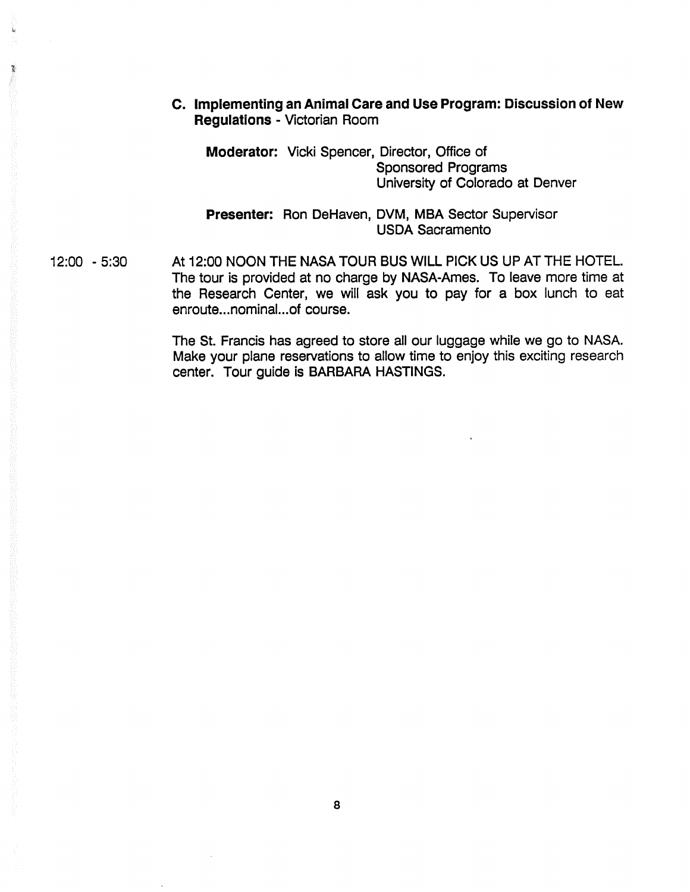**C. Implementing an Animal Care and Use Program: Discussion of New Regulations** - Victorian Room

**Moderator:** Vicki Spencer, Director, Office of Sponsored Programs
University of Colorado at Denver

**Presenter:** Ron DeHaven, DVM, MBA Sector Supervisor
USDA Sacramento

12:00 - 5:30

At 12:00 NOON THE NASA TOUR BUS WILL PICK US UP AT THE HOTEL. The tour is provided at no charge by NASA-Ames. To leave more time at the Research Center, we will ask you to pay for a box lunch to eat enroute...nominal...of course.

The St. Francis has agreed to store all our luggage while we go to NASA. Make your plane reservations to allow time to enjoy this exciting research center. Tour guide is BARBARA HASTINGS.